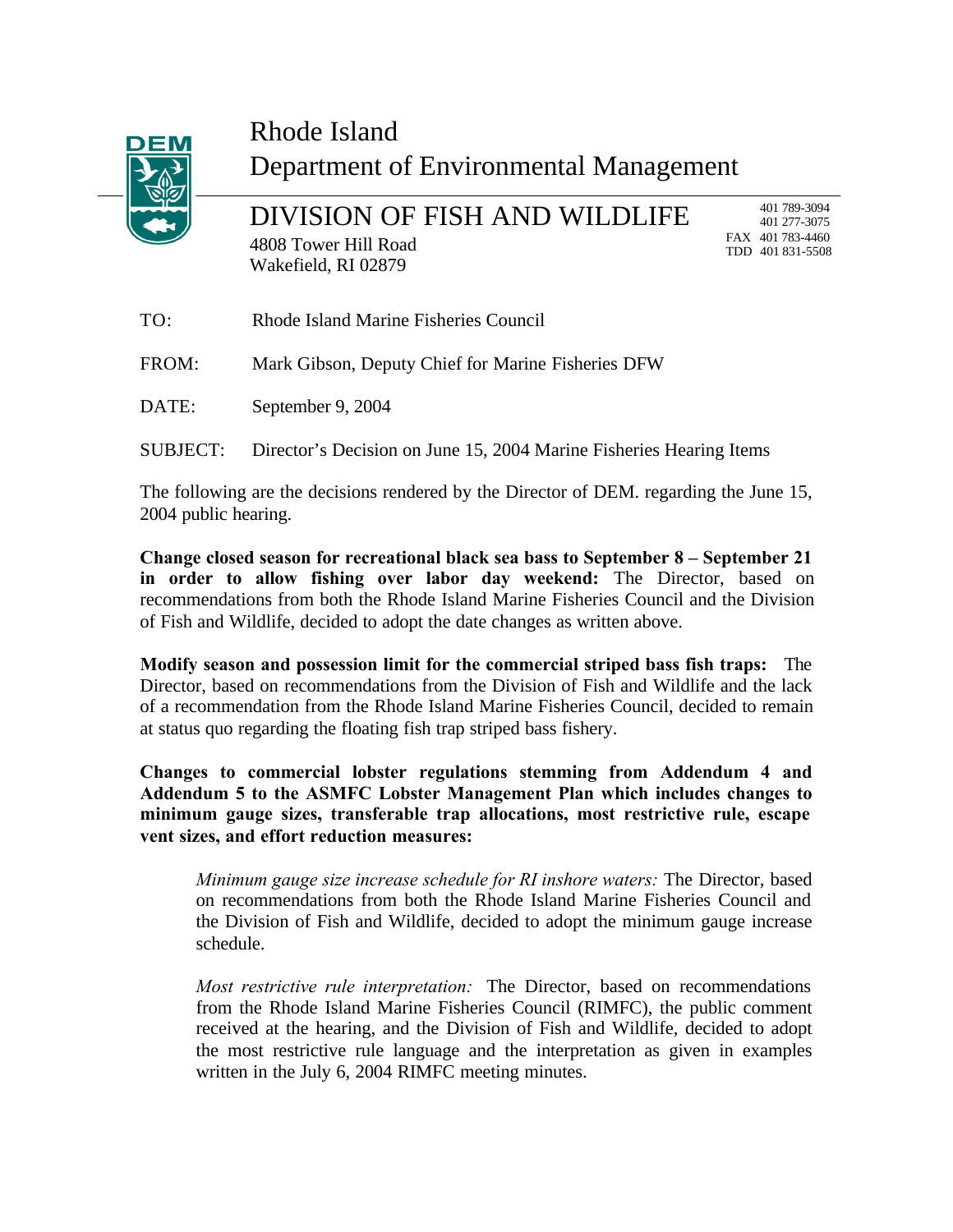# Rhode Island
# Department of Environmental Management

## DIVISION OF FISH AND WILDLIFE

4808 Tower Hill Road
Wakefield, RI 02879

401 789-3094
401 277-3075
FAX 401 783-4460
TDD 401 831-5508

TO: Rhode Island Marine Fisheries Council

FROM: Mark Gibson, Deputy Chief for Marine Fisheries DFW

DATE: September 9, 2004

SUBJECT: Director's Decision on June 15, 2004 Marine Fisheries Hearing Items

The following are the decisions rendered by the Director of DEM. regarding the June 15, 2004 public hearing.

**Change closed season for recreational black sea bass to September 8 – September 21 in order to allow fishing over labor day weekend:** The Director, based on recommendations from both the Rhode Island Marine Fisheries Council and the Division of Fish and Wildlife, decided to adopt the date changes as written above.

**Modify season and possession limit for the commercial striped bass fish traps:** The Director, based on recommendations from the Division of Fish and Wildlife and the lack of a recommendation from the Rhode Island Marine Fisheries Council, decided to remain at status quo regarding the floating fish trap striped bass fishery.

**Changes to commercial lobster regulations stemming from Addendum 4 and Addendum 5 to the ASMFC Lobster Management Plan which includes changes to minimum gauge sizes, transferable trap allocations, most restrictive rule, escape vent sizes, and effort reduction measures:**

> *Minimum gauge size increase schedule for RI inshore waters:* The Director, based on recommendations from both the Rhode Island Marine Fisheries Council and the Division of Fish and Wildlife, decided to adopt the minimum gauge increase schedule.
>
> *Most restrictive rule interpretation:* The Director, based on recommendations from the Rhode Island Marine Fisheries Council (RIMFC), the public comment received at the hearing, and the Division of Fish and Wildlife, decided to adopt the most restrictive rule language and the interpretation as given in examples written in the July 6, 2004 RIMFC meeting minutes.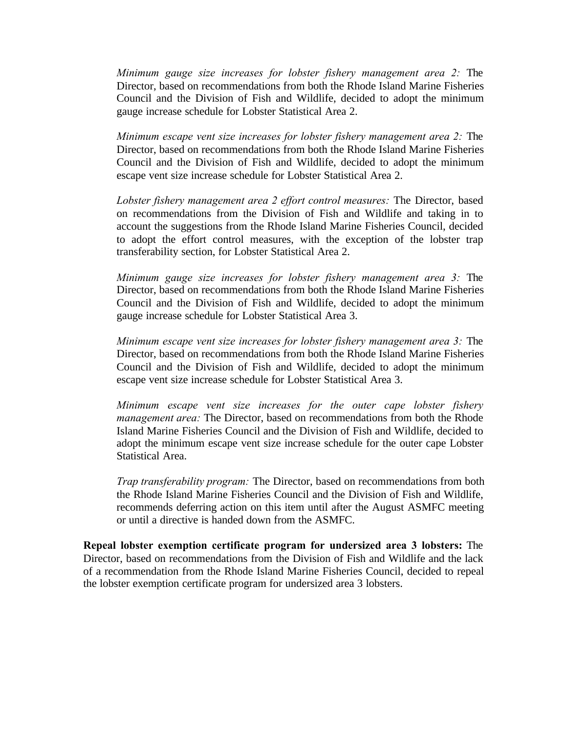*Minimum gauge size increases for lobster fishery management area 2:* The Director, based on recommendations from both the Rhode Island Marine Fisheries Council and the Division of Fish and Wildlife, decided to adopt the minimum gauge increase schedule for Lobster Statistical Area 2.

*Minimum escape vent size increases for lobster fishery management area 2:* The Director, based on recommendations from both the Rhode Island Marine Fisheries Council and the Division of Fish and Wildlife, decided to adopt the minimum escape vent size increase schedule for Lobster Statistical Area 2.

*Lobster fishery management area 2 effort control measures:* The Director, based on recommendations from the Division of Fish and Wildlife and taking in to account the suggestions from the Rhode Island Marine Fisheries Council, decided to adopt the effort control measures, with the exception of the lobster trap transferability section, for Lobster Statistical Area 2.

*Minimum gauge size increases for lobster fishery management area 3:* The Director, based on recommendations from both the Rhode Island Marine Fisheries Council and the Division of Fish and Wildlife, decided to adopt the minimum gauge increase schedule for Lobster Statistical Area 3.

*Minimum escape vent size increases for lobster fishery management area 3:* The Director, based on recommendations from both the Rhode Island Marine Fisheries Council and the Division of Fish and Wildlife, decided to adopt the minimum escape vent size increase schedule for Lobster Statistical Area 3.

*Minimum escape vent size increases for the outer cape lobster fishery management area:* The Director, based on recommendations from both the Rhode Island Marine Fisheries Council and the Division of Fish and Wildlife, decided to adopt the minimum escape vent size increase schedule for the outer cape Lobster Statistical Area.

*Trap transferability program:* The Director, based on recommendations from both the Rhode Island Marine Fisheries Council and the Division of Fish and Wildlife, recommends deferring action on this item until after the August ASMFC meeting or until a directive is handed down from the ASMFC.

**Repeal lobster exemption certificate program for undersized area 3 lobsters:** The Director, based on recommendations from the Division of Fish and Wildlife and the lack of a recommendation from the Rhode Island Marine Fisheries Council, decided to repeal the lobster exemption certificate program for undersized area 3 lobsters.